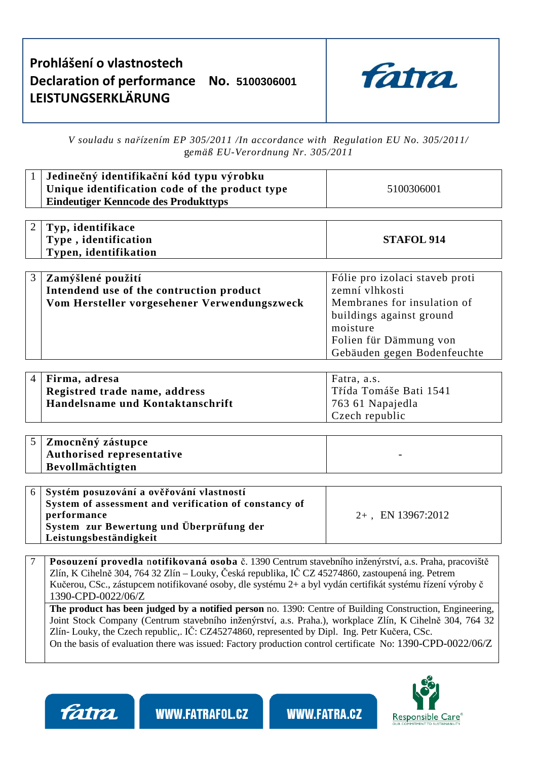# Prohlášení o vlastnostech
# Declaration of performance No. 5100306001
# LEISTUNGSERKLÄRUNG

*V souladu s nařízením EP 305/2011 /In accordance with Regulation EU No. 305/2011/ gemäß EU-Verordnung Nr. 305/2011*

| | | |
|---|---|---|
| 1 | **Jedinečný identifikační kód typu výrobku**<br>**Unique identification code of the product type**<br>**Eindeutiger Kenncode des Produkttyps** | 5100306001 |

| | | |
|---|---|---|
| 2 | **Typ, identifikace**<br>**Type , identification**<br>**Typen, identifikation** | **STAFOL 914** |

| | | |
|---|---|---|
| 3 | **Zamýšlené použití**<br>**Intendend use of the contruction product**<br>**Vom Hersteller vorgesehener Verwendungszweck** | Fólie pro izolaci staveb proti zemní vlhkosti<br>Membranes for insulation of buildings against ground moisture<br>Folien für Dämmung von Gebäuden gegen Bodenfeuchte |

| | | |
|---|---|---|
| 4 | **Firma, adresa**<br>**Registred trade name, address**<br>**Handelsname und Kontaktanschrift** | Fatra, a.s.<br>Třída Tomáše Bati 1541<br>763 61 Napajedla<br>Czech republic |

| | | |
|---|---|---|
| 5 | **Zmocněný zástupce**<br>**Authorised representative**<br>**Bevollmächtigten** | - |

| | | |
|---|---|---|
| 6 | **Systém posuzování a ověřování vlastností**<br>**System of assessment and verification of constancy of performance**<br>**System zur Bewertung und Überprüfung der Leistungsbeständigkeit** | 2+ , EN 13967:2012 |

| | |
|---|---|
| 7 | **Posouzení provedla notifikovaná osoba** č. 1390 Centrum stavebního inženýrství, a.s. Praha, pracoviště Zlín, K Cihelně 304, 764 32 Zlín – Louky, Česká republika, IČ CZ 45274860, zastoupená ing. Petrem Kučerou, CSc., zástupcem notifikované osoby, dle systému 2+ a byl vydán certifikát systému řízení výroby č 1390-CPD-0022/06/Z |
| | **The product has been judged by a notified person** no. 1390: Centre of Building Construction, Engineering, Joint Stock Company (Centrum stavebního inženýrství, a.s. Praha.), workplace Zlín, K Cihelně 304, 764 32 Zlín- Louky, the Czech republic,. IČ: CZ45274860, represented by Dipl. Ing. Petr Kučera, CSc.<br>On the basis of evaluation there was issued: Factory production control certificate No: 1390-CPD-0022/06/Z |

WWW.FATRAFOL.CZ WWW.FATRA.CZ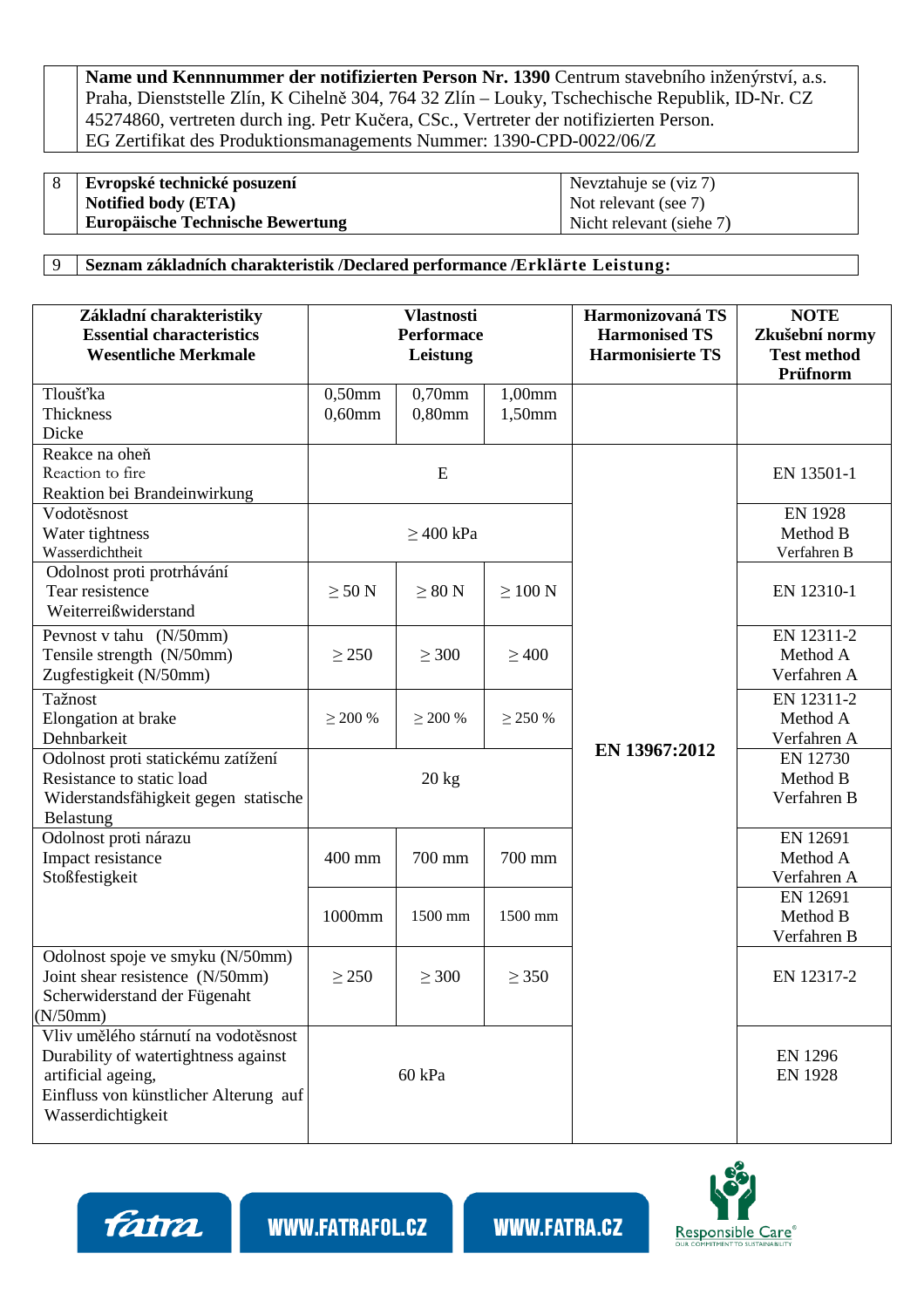| | **Name und Kennnummer der notifizierten Person Nr. 1390** Centrum stavebního inženýrství, a.s. Praha, Dienststelle Zlín, K Cihelně 304, 764 32 Zlín – Louky, Tschechische Republik, ID-Nr. CZ 45274860, vertreten durch ing. Petr Kučera, CSc., Vertreter der notifizierten Person. EG Zertifikat des Produktionsmanagements Nummer: 1390-CPD-0022/06/Z |
|---|---|

| 8 | **Evropské technické posouzení** **Notified body (ETA)** **Europäische Technische Bewertung** | Nevztahuje se (viz 7) Not relevant (see 7) Nicht relevant (siehe 7) |
|---|---|---|

| 9 | **Seznam základních charakteristik /Declared performance /Erklärte Leistung:** |
|---|---|

| **Základní charakteristiky Essential characteristics Wesentliche Merkmale** | **Vlastnosti Performace Leistung** | | | **Harmonizovaná TS Harmonised TS Harmonisierte TS** | **NOTE Zkušební normy Test method Prüfnorm** |
|---|---|---|---|---|---|
| Tloušťka Thickness Dicke | 0,50mm 0,60mm | 0,70mm 0,80mm | 1,00mm 1,50mm | | |
| Reakce na oheň Reaction to fire Reaktion bei Brandeinwirkung | E | | | **EN 13967:2012** | EN 13501-1 |
| Vodotěsnost Water tightness Wasserdichtheit | ≥ 400 kPa | | | | EN 1928 Method B Verfahren B |
| Odolnost proti protrhávání Tear resistence Weiterreißwiderstand | ≥ 50 N | ≥ 80 N | ≥ 100 N | | EN 12310-1 |
| Pevnost v tahu (N/50mm) Tensile strength (N/50mm) Zugfestigkeit (N/50mm) | ≥ 250 | ≥ 300 | ≥ 400 | | EN 12311-2 Method A Verfahren A |
| Tažnost Elongation at brake Dehnbarkeit | ≥ 200 % | ≥ 200 % | ≥ 250 % | | EN 12311-2 Method A Verfahren A |
| Odolnost proti statickému zatížení Resistance to static load Widerstandsfähigkeit gegen statische Belastung | 20 kg | | | | EN 12730 Method B Verfahren B |
| Odolnost proti nárazu Impact resistance Stoßfestigkeit | 400 mm | 700 mm | 700 mm | | EN 12691 Method A Verfahren A |
| | 1000mm | 1500 mm | 1500 mm | | EN 12691 Method B Verfahren B |
| Odolnost spoje ve smyku (N/50mm) Joint shear resistence (N/50mm) Scherwiderstand der Fügenaht (N/50mm) | ≥ 250 | ≥ 300 | ≥ 350 | | EN 12317-2 |
| Vliv umělého stárnutí na vodotěsnost Durability of watertightness against artificial ageing, Einfluss von künstlicher Alterung auf Wasserdichtigkeit | 60 kPa | | | | EN 1296 EN 1928 |

fatra | WWW.FATRAFOL.CZ | WWW.FATRA.CZ | Responsible Care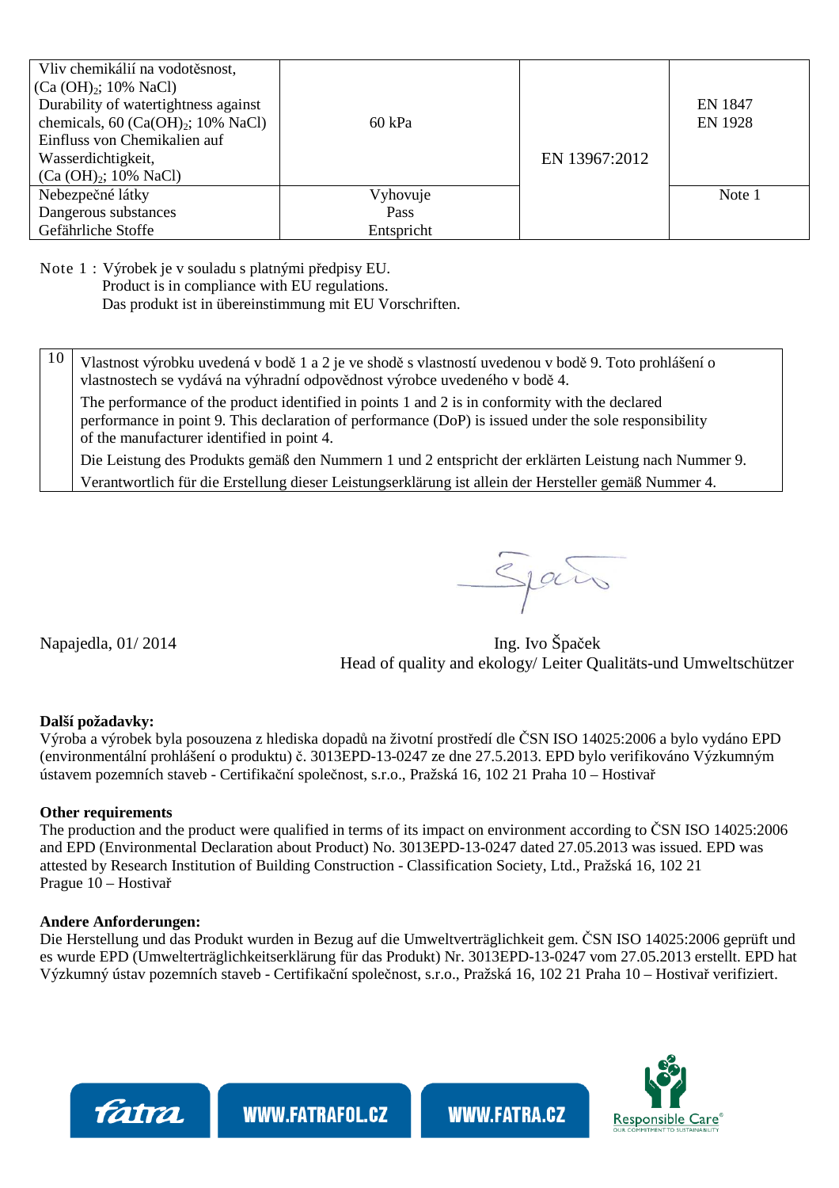| | | | |
|---|---|---|---|
| Vliv chemikálií na vodotěsnost, (Ca $(OH)_2$; 10% NaCl) Durability of watertightness against chemicals, 60 ($Ca(OH)_2$; 10% NaCl) Einfluss von Chemikalien auf Wasserdichtigkeit, (Ca $(OH)_2$; 10% NaCl) | 60 kPa | EN 13967:2012 | EN 1847 EN 1928 |
| Nebezpečné látky Dangerous substances Gefährliche Stoffe | Vyhovuje Pass Entspricht | | Note 1 |

Note 1 : Výrobek je v souladu s platnými předpisy EU.
Product is in compliance with EU regulations.
Das produkt ist in übereinstimmung mit EU Vorschriften.

| | |
|---|---|
| 10 | Vlastnost výrobku uvedená v bodě 1 a 2 je ve shodě s vlastností uvedenou v bodě 9. Toto prohlášení o vlastnostech se vydává na výhradní odpovědnost výrobce uvedeného v bodě 4.<br>The performance of the product identified in points 1 and 2 is in conformity with the declared performance in point 9. This declaration of performance (DoP) is issued under the sole responsibility of the manufacturer identified in point 4.<br>Die Leistung des Produkts gemäß den Nummern 1 und 2 entspricht der erklärten Leistung nach Nummer 9.<br>Verantwortlich für die Erstellung dieser Leistungserklärung ist allein der Hersteller gemäß Nummer 4. |

Napajedla, 01/ 2014

Ing. Ivo Špaček
Head of quality and ekology/ Leiter Qualitäts-und Umweltschützer

**Další požadavky:**
Výroba a výrobek byla posouzena z hlediska dopadů na životní prostředí dle ČSN ISO 14025:2006 a bylo vydáno EPD (environmentální prohlášení o produktu) č. 3013EPD-13-0247 ze dne 27.5.2013. EPD bylo verifikováno Výzkumným ústavem pozemních staveb - Certifikační společnost, s.r.o., Pražská 16, 102 21 Praha 10 – Hostivař

**Other requirements**
The production and the product were qualified in terms of its impact on environment according to ČSN ISO 14025:2006 and EPD (Environmental Declaration about Product) No. 3013EPD-13-0247 dated 27.05.2013 was issued. EPD was attested by Research Institution of Building Construction - Classification Society, Ltd., Pražská 16, 102 21 Prague 10 – Hostivař

**Andere Anforderungen:**
Die Herstellung und das Produkt wurden in Bezug auf die Umweltverträglichkeit gem. ČSN ISO 14025:2006 geprüft und es wurde EPD (Umweltverträglichkeitserklärung für das Produkt) Nr. 3013EPD-13-0247 vom 27.05.2013 erstellt. EPD hat Výzkumný ústav pozemních staveb - Certifikační společnost, s.r.o., Pražská 16, 102 21 Praha 10 – Hostivař verifiziert.

fatra WWW.FATRAFOL.CZ WWW.FATRA.CZ Responsible Care